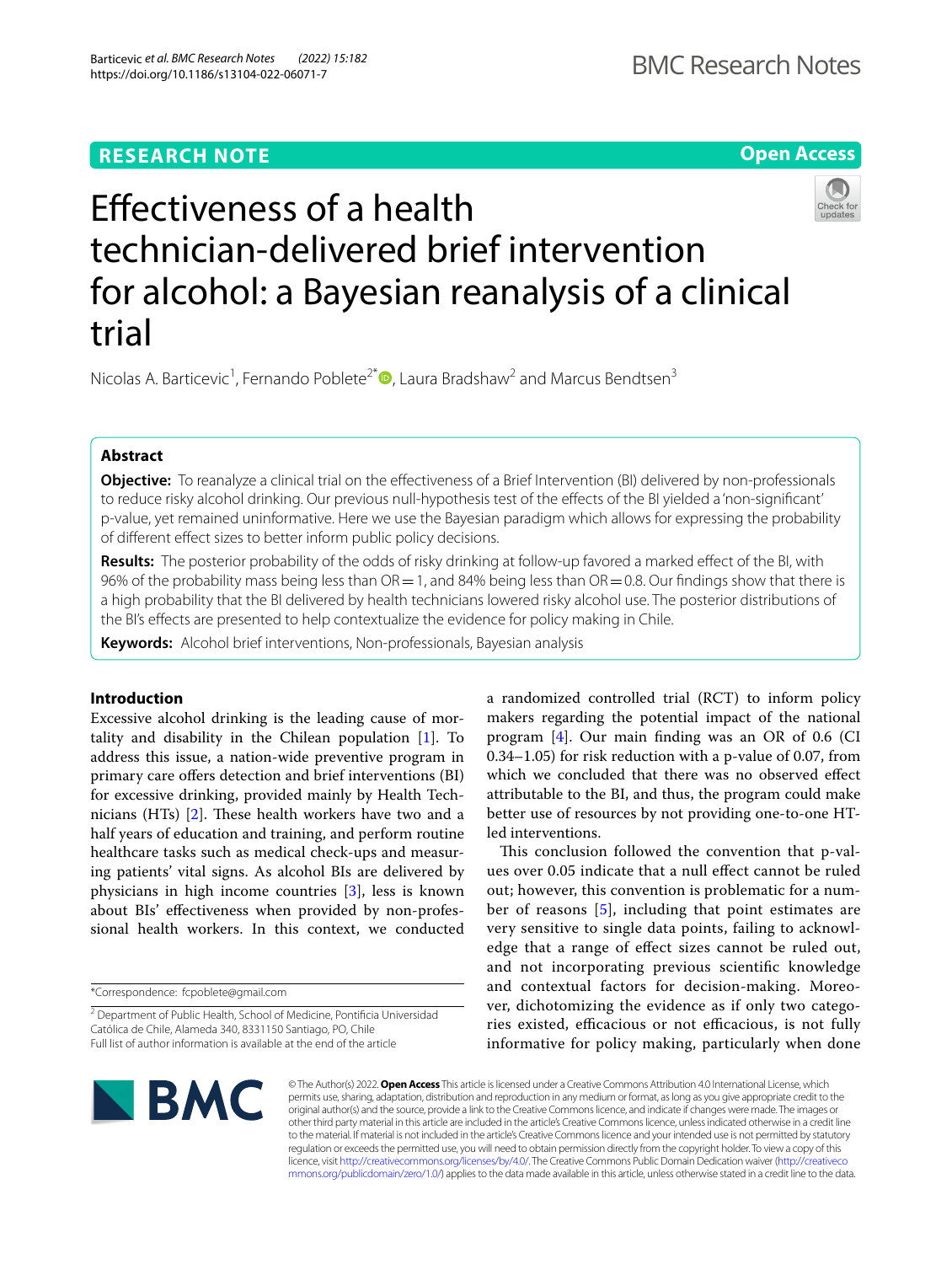RESEARCH NOTE

Open Access

# Effectiveness of a health technician-delivered brief intervention for alcohol: a Bayesian reanalysis of a clinical trial

Nicolas A. Barticevic[1], Fernando Poblete[2*], Laura Bradshaw[2] and Marcus Bendtsen[3]

## Abstract

**Objective:** To reanalyze a clinical trial on the effectiveness of a Brief Intervention (BI) delivered by non-professionals to reduce risky alcohol drinking. Our previous null-hypothesis test of the effects of the BI yielded a 'non-significant' p-value, yet remained uninformative. Here we use the Bayesian paradigm which allows for expressing the probability of different effect sizes to better inform public policy decisions.

**Results:** The posterior probability of the odds of risky drinking at follow-up favored a marked effect of the BI, with 96% of the probability mass being less than OR = 1, and 84% being less than OR = 0.8. Our findings show that there is a high probability that the BI delivered by health technicians lowered risky alcohol use. The posterior distributions of the BI's effects are presented to help contextualize the evidence for policy making in Chile.

**Keywords:** Alcohol brief interventions, Non-professionals, Bayesian analysis

## Introduction

Excessive alcohol drinking is the leading cause of mortality and disability in the Chilean population [1]. To address this issue, a nation-wide preventive program in primary care offers detection and brief interventions (BI) for excessive drinking, provided mainly by Health Technicians (HTs) [2]. These health workers have two and a half years of education and training, and perform routine healthcare tasks such as medical check-ups and measuring patients' vital signs. As alcohol BIs are delivered by physicians in high income countries [3], less is known about BIs' effectiveness when provided by non-professional health workers. In this context, we conducted a randomized controlled trial (RCT) to inform policy makers regarding the potential impact of the national program [4]. Our main finding was an OR of 0.6 (CI 0.34–1.05) for risk reduction with a p-value of 0.07, from which we concluded that there was no observed effect attributable to the BI, and thus, the program could make better use of resources by not providing one-to-one HT-led interventions.

This conclusion followed the convention that p-values over 0.05 indicate that a null effect cannot be ruled out; however, this convention is problematic for a number of reasons [5], including that point estimates are very sensitive to single data points, failing to acknowledge that a range of effect sizes cannot be ruled out, and not incorporating previous scientific knowledge and contextual factors for decision-making. Moreover, dichotomizing the evidence as if only two categories existed, efficacious or not efficacious, is not fully informative for policy making, particularly when done

*Correspondence: fcpoblete@gmail.com

[2] Department of Public Health, School of Medicine, Pontificia Universidad Católica de Chile, Alameda 340, 8331150 Santiago, PO, Chile

Full list of author information is available at the end of the article

© The Author(s) 2022. **Open Access** This article is licensed under a Creative Commons Attribution 4.0 International License, which permits use, sharing, adaptation, distribution and reproduction in any medium or format, as long as you give appropriate credit to the original author(s) and the source, provide a link to the Creative Commons licence, and indicate if changes were made. The images or other third party material in this article are included in the article's Creative Commons licence, unless indicated otherwise in a credit line to the material. If material is not included in the article's Creative Commons licence and your intended use is not permitted by statutory regulation or exceeds the permitted use, you will need to obtain permission directly from the copyright holder. To view a copy of this licence, visit http://creativecommons.org/licenses/by/4.0/. The Creative Commons Public Domain Dedication waiver (http://creativecommons.org/publicdomain/zero/1.0/) applies to the data made available in this article, unless otherwise stated in a credit line to the data.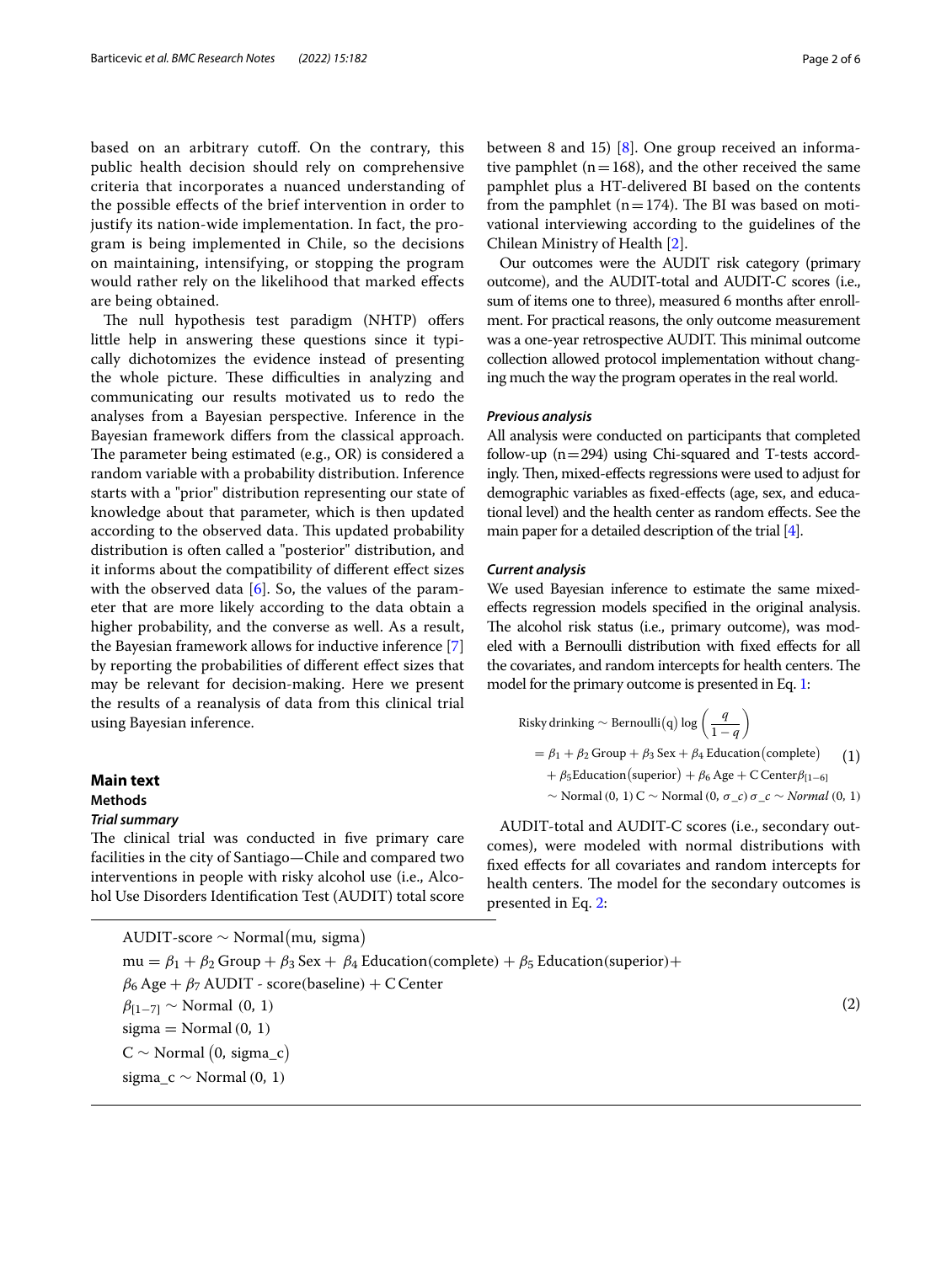based on an arbitrary cutoff. On the contrary, this public health decision should rely on comprehensive criteria that incorporates a nuanced understanding of the possible effects of the brief intervention in order to justify its nation-wide implementation. In fact, the program is being implemented in Chile, so the decisions on maintaining, intensifying, or stopping the program would rather rely on the likelihood that marked effects are being obtained.

The null hypothesis test paradigm (NHTP) offers little help in answering these questions since it typically dichotomizes the evidence instead of presenting the whole picture. These difficulties in analyzing and communicating our results motivated us to redo the analyses from a Bayesian perspective. Inference in the Bayesian framework differs from the classical approach. The parameter being estimated (e.g., OR) is considered a random variable with a probability distribution. Inference starts with a "prior" distribution representing our state of knowledge about that parameter, which is then updated according to the observed data. This updated probability distribution is often called a "posterior" distribution, and it informs about the compatibility of different effect sizes with the observed data [6]. So, the values of the parameter that are more likely according to the data obtain a higher probability, and the converse as well. As a result, the Bayesian framework allows for inductive inference [7] by reporting the probabilities of different effect sizes that may be relevant for decision-making. Here we present the results of a reanalysis of data from this clinical trial using Bayesian inference.

## Main text

### Methods

#### *Trial summary*

The clinical trial was conducted in five primary care facilities in the city of Santiago—Chile and compared two interventions in people with risky alcohol use (i.e., Alcohol Use Disorders Identification Test (AUDIT) total score between 8 and 15) [8]. One group received an informative pamphlet (n = 168), and the other received the same pamphlet plus a HT-delivered BI based on the contents from the pamphlet (n = 174). The BI was based on motivational interviewing according to the guidelines of the Chilean Ministry of Health [2].

Our outcomes were the AUDIT risk category (primary outcome), and the AUDIT-total and AUDIT-C scores (i.e., sum of items one to three), measured 6 months after enrollment. For practical reasons, the only outcome measurement was a one-year retrospective AUDIT. This minimal outcome collection allowed protocol implementation without changing much the way the program operates in the real world.

#### *Previous analysis*

All analysis were conducted on participants that completed follow-up (n = 294) using Chi-squared and T-tests accordingly. Then, mixed-effects regressions were used to adjust for demographic variables as fixed-effects (age, sex, and educational level) and the health center as random effects. See the main paper for a detailed description of the trial [4].

#### *Current analysis*

We used Bayesian inference to estimate the same mixed-effects regression models specified in the original analysis. The alcohol risk status (i.e., primary outcome), was modeled with a Bernoulli distribution with fixed effects for all the covariates, and random intercepts for health centers. The model for the primary outcome is presented in Eq. 1:

$$
\begin{aligned}
&\text{Risky drinking} \sim \text{Bernoulli}(q)\,\log\left(\frac{q}{1-q}\right) \\
&= \beta_1 + \beta_2\,\text{Group} + \beta_3\,\text{Sex} + \beta_4\,\text{Education}(\text{complete}) \\
&+ \beta_5\text{Education}(\text{superior}) + \beta_6\,\text{Age} + \text{C Center}\beta_{[1-6]} \\
&\sim \text{Normal}(0,1)\ \text{C} \sim \text{Normal}(0, \sigma\_c)\ \sigma\_c \sim \textit{Normal}\ (0,1)
\end{aligned}
\tag{1}
$$

AUDIT-total and AUDIT-C scores (i.e., secondary outcomes), were modeled with normal distributions with fixed effects for all covariates and random intercepts for health centers. The model for the secondary outcomes is presented in Eq. 2:

$$
\begin{aligned}
&\text{AUDIT-score} \sim \text{Normal}(\text{mu, sigma}) \\
&\text{mu} = \beta_1 + \beta_2\,\text{Group} + \beta_3\,\text{Sex} + \beta_4\,\text{Education(complete)} + \beta_5\,\text{Education(superior)}+ \\
&\beta_6\,\text{Age} + \beta_7\,\text{AUDIT - score(baseline)} + \text{C Center} \\
&\beta_{[1-7]} \sim \text{Normal}\ (0,1) \\
&\text{sigma} = \text{Normal}\,(0,1) \\
&\text{C} \sim \text{Normal}\ (0, \text{sigma\_c}) \\
&\text{sigma\_c} \sim \text{Normal}\,(0,1)
\end{aligned}
\tag{2}
$$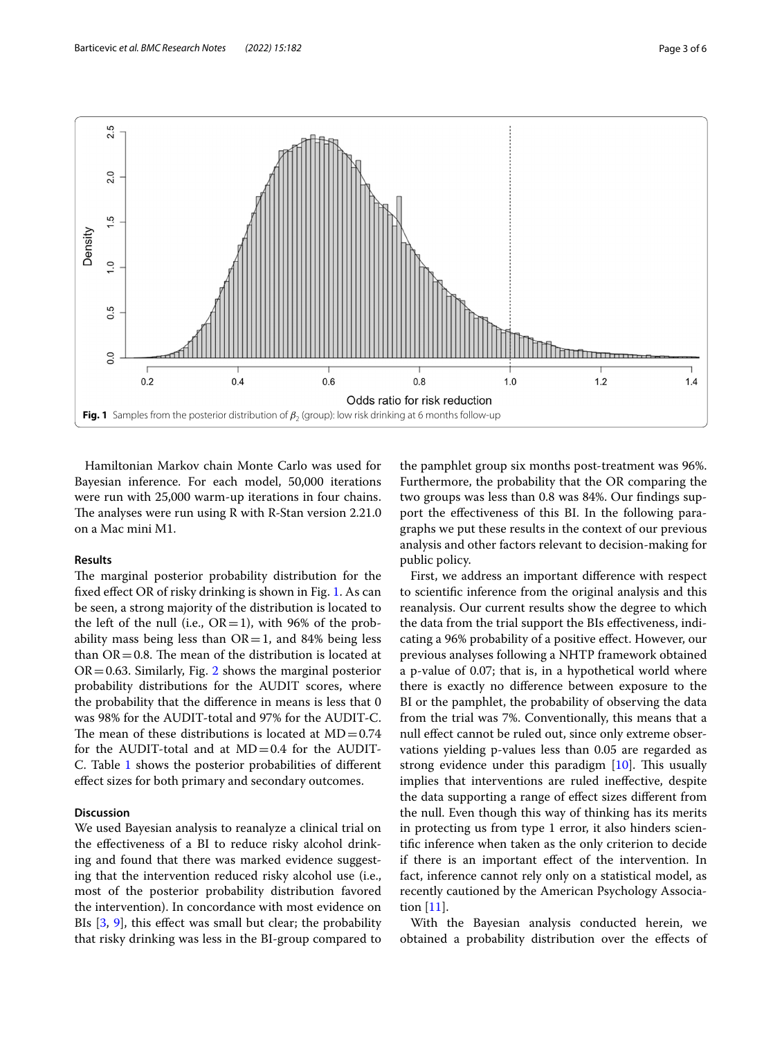Density

2.5

2.0

1.5

1.0

0.5

0.0

0.2

0.4

0.6

0.8

1.0

1.2

1.4

Odds ratio for risk reduction

**Fig. 1** Samples from the posterior distribution of $\beta_2$ (group): low risk drinking at 6 months follow-up

Hamiltonian Markov chain Monte Carlo was used for Bayesian inference. For each model, 50,000 iterations were run with 25,000 warm-up iterations in four chains. The analyses were run using R with R-Stan version 2.21.0 on a Mac mini M1.

## Results

The marginal posterior probability distribution for the fixed effect OR of risky drinking is shown in Fig. 1. As can be seen, a strong majority of the distribution is located to the left of the null (i.e., OR = 1), with 96% of the probability mass being less than OR = 1, and 84% being less than OR = 0.8. The mean of the distribution is located at OR = 0.63. Similarly, Fig. 2 shows the marginal posterior probability distributions for the AUDIT scores, where the probability that the difference in means is less that 0 was 98% for the AUDIT-total and 97% for the AUDIT-C. The mean of these distributions is located at MD = 0.74 for the AUDIT-total and at MD = 0.4 for the AUDIT-C. Table 1 shows the posterior probabilities of different effect sizes for both primary and secondary outcomes.

## Discussion

We used Bayesian analysis to reanalyze a clinical trial on the effectiveness of a BI to reduce risky alcohol drinking and found that there was marked evidence suggesting that the intervention reduced risky alcohol use (i.e., most of the posterior probability distribution favored the intervention). In concordance with most evidence on BIs [3, 9], this effect was small but clear; the probability that risky drinking was less in the BI-group compared to the pamphlet group six months post-treatment was 96%. Furthermore, the probability that the OR comparing the two groups was less than 0.8 was 84%. Our findings support the effectiveness of this BI. In the following paragraphs we put these results in the context of our previous analysis and other factors relevant to decision-making for public policy.

First, we address an important difference with respect to scientific inference from the original analysis and this reanalysis. Our current results show the degree to which the data from the trial support the BIs effectiveness, indicating a 96% probability of a positive effect. However, our previous analyses following a NHTP framework obtained a p-value of 0.07; that is, in a hypothetical world where there is exactly no difference between exposure to the BI or the pamphlet, the probability of observing the data from the trial was 7%. Conventionally, this means that a null effect cannot be ruled out, since only extreme observations yielding p-values less than 0.05 are regarded as strong evidence under this paradigm [10]. This usually implies that interventions are ruled ineffective, despite the data supporting a range of effect sizes different from the null. Even though this way of thinking has its merits in protecting us from type 1 error, it also hinders scientific inference when taken as the only criterion to decide if there is an important effect of the intervention. In fact, inference cannot rely only on a statistical model, as recently cautioned by the American Psychology Association [11].

With the Bayesian analysis conducted herein, we obtained a probability distribution over the effects of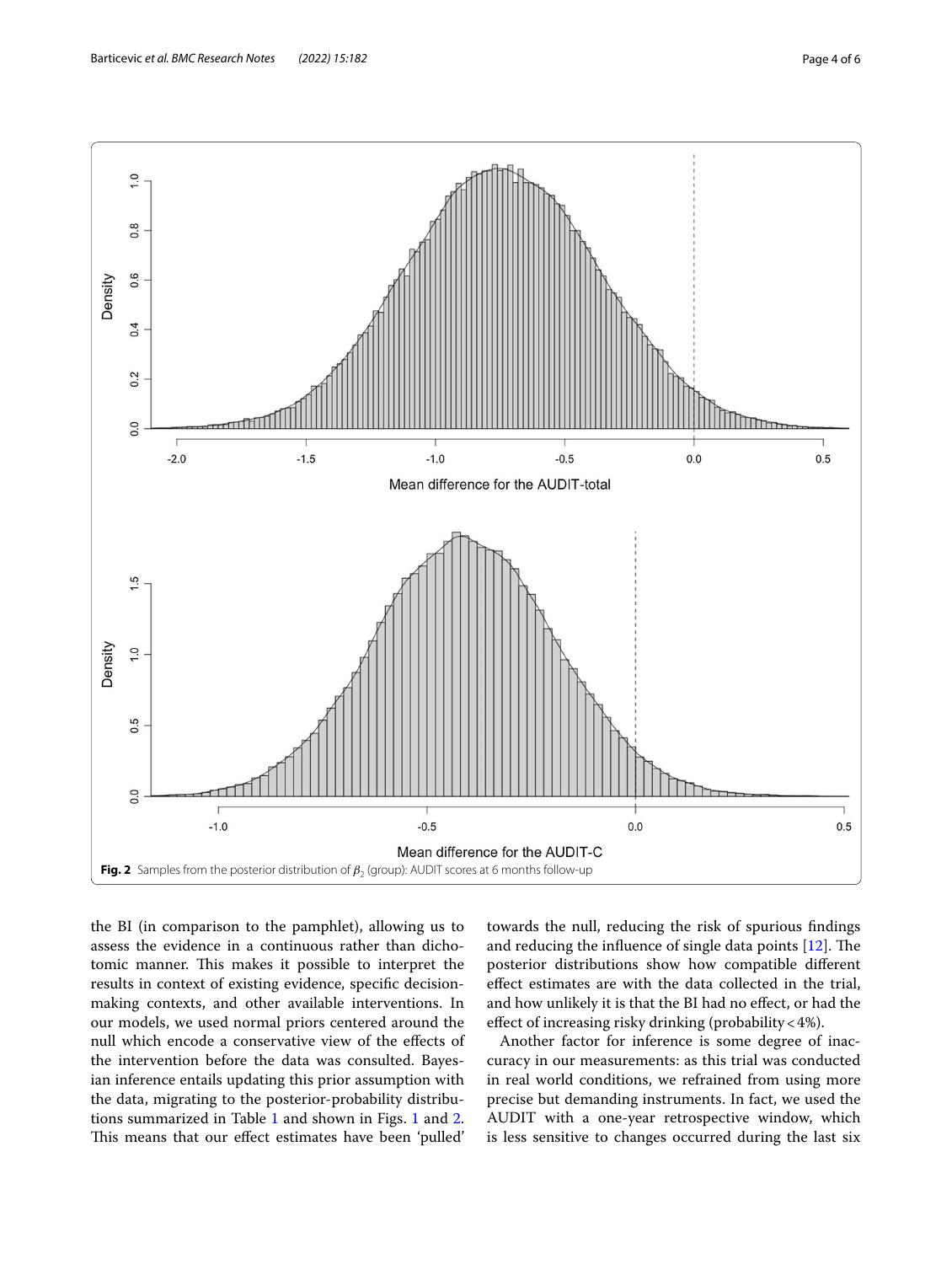Density

1.0

0.8

0.6

0.4

0.2

0.0

-2.0 -1.5 -1.0 -0.5 0.0 0.5

Mean difference for the AUDIT-total

Density

1.5

1.0

0.5

0.0

-1.0 -0.5 0.0 0.5

Mean difference for the AUDIT-C

**Fig. 2** Samples from the posterior distribution of $\beta_2$ (group): AUDIT scores at 6 months follow-up

the BI (in comparison to the pamphlet), allowing us to assess the evidence in a continuous rather than dichotomic manner. This makes it possible to interpret the results in context of existing evidence, specific decision-making contexts, and other available interventions. In our models, we used normal priors centered around the null which encode a conservative view of the effects of the intervention before the data was consulted. Bayesian inference entails updating this prior assumption with the data, migrating to the posterior-probability distributions summarized in Table 1 and shown in Figs. 1 and 2. This means that our effect estimates have been 'pulled' towards the null, reducing the risk of spurious findings and reducing the influence of single data points [12]. The posterior distributions show how compatible different effect estimates are with the data collected in the trial, and how unlikely it is that the BI had no effect, or had the effect of increasing risky drinking (probability < 4%).

Another factor for inference is some degree of inaccuracy in our measurements: as this trial was conducted in real world conditions, we refrained from using more precise but demanding instruments. In fact, we used the AUDIT with a one-year retrospective window, which is less sensitive to changes occurred during the last six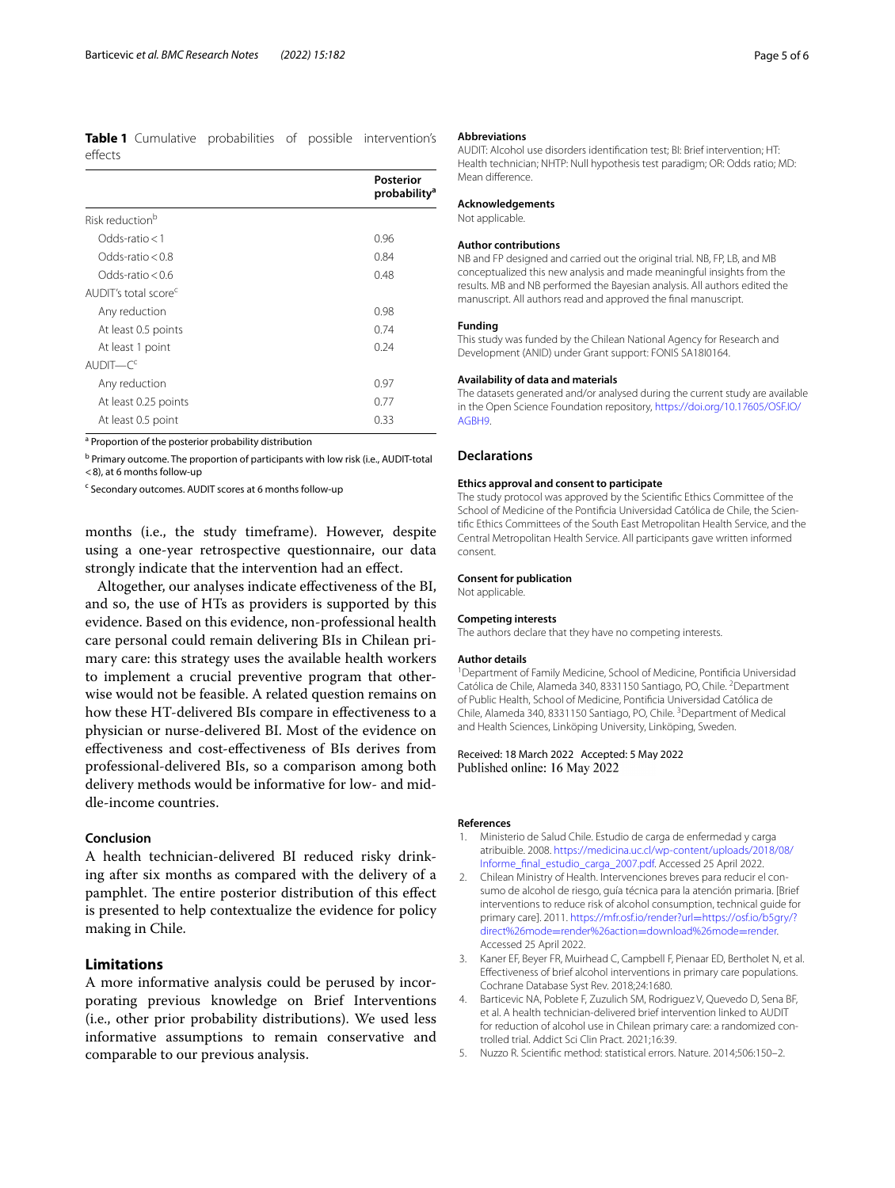**Table 1** Cumulative probabilities of possible intervention's effects

| | Posterior probability[a] |
|---|---|
| Risk reduction[b] | |
| Odds-ratio < 1 | 0.96 |
| Odds-ratio < 0.8 | 0.84 |
| Odds-ratio < 0.6 | 0.48 |
| AUDIT's total score[c] | |
| Any reduction | 0.98 |
| At least 0.5 points | 0.74 |
| At least 1 point | 0.24 |
| AUDIT—C[c] | |
| Any reduction | 0.97 |
| At least 0.25 points | 0.77 |
| At least 0.5 point | 0.33 |

[a] Proportion of the posterior probability distribution

[b] Primary outcome. The proportion of participants with low risk (i.e., AUDIT-total <8), at 6 months follow-up

[c] Secondary outcomes. AUDIT scores at 6 months follow-up

months (i.e., the study timeframe). However, despite using a one-year retrospective questionnaire, our data strongly indicate that the intervention had an effect.

Altogether, our analyses indicate effectiveness of the BI, and so, the use of HTs as providers is supported by this evidence. Based on this evidence, non-professional health care personal could remain delivering BIs in Chilean primary care: this strategy uses the available health workers to implement a crucial preventive program that otherwise would not be feasible. A related question remains on how these HT-delivered BIs compare in effectiveness to a physician or nurse-delivered BI. Most of the evidence on effectiveness and cost-effectiveness of BIs derives from professional-delivered BIs, so a comparison among both delivery methods would be informative for low- and middle-income countries.

### Conclusion

A health technician-delivered BI reduced risky drinking after six months as compared with the delivery of a pamphlet. The entire posterior distribution of this effect is presented to help contextualize the evidence for policy making in Chile.

## Limitations

A more informative analysis could be perused by incorporating previous knowledge on Brief Interventions (i.e., other prior probability distributions). We used less informative assumptions to remain conservative and comparable to our previous analysis.

### Abbreviations

AUDIT: Alcohol use disorders identification test; BI: Brief intervention; HT: Health technician; NHTP: Null hypothesis test paradigm; OR: Odds ratio; MD: Mean difference.

### Acknowledgements

Not applicable.

### Author contributions

NB and FP designed and carried out the original trial. NB, FP, LB, and MB conceptualized this new analysis and made meaningful insights from the results. MB and NB performed the Bayesian analysis. All authors edited the manuscript. All authors read and approved the final manuscript.

### Funding

This study was funded by the Chilean National Agency for Research and Development (ANID) under Grant support: FONIS SA18I0164.

### Availability of data and materials

The datasets generated and/or analysed during the current study are available in the Open Science Foundation repository, https://doi.org/10.17605/OSF.IO/AGBH9.

## Declarations

### Ethics approval and consent to participate

The study protocol was approved by the Scientific Ethics Committee of the School of Medicine of the Pontificia Universidad Católica de Chile, the Scientific Ethics Committees of the South East Metropolitan Health Service, and the Central Metropolitan Health Service. All participants gave written informed consent.

### Consent for publication

Not applicable.

### Competing interests

The authors declare that they have no competing interests.

### Author details

[1] Department of Family Medicine, School of Medicine, Pontificia Universidad Católica de Chile, Alameda 340, 8331150 Santiago, PO, Chile. [2] Department of Public Health, School of Medicine, Pontificia Universidad Católica de Chile, Alameda 340, 8331150 Santiago, PO, Chile. [3] Department of Medical and Health Sciences, Linköping University, Linköping, Sweden.

Received: 18 March 2022 Accepted: 5 May 2022
Published online: 16 May 2022

### References

1. Ministerio de Salud Chile. Estudio de carga de enfermedad y carga atribuible. 2008. https://medicina.uc.cl/wp-content/uploads/2018/08/Informe_final_estudio_carga_2007.pdf. Accessed 25 April 2022.
2. Chilean Ministry of Health. Intervenciones breves para reducir el consumo de alcohol de riesgo, guía técnica para la atención primaria. [Brief interventions to reduce risk of alcohol consumption, technical guide for primary care]. 2011. https://mfr.osf.io/render?url=https://osf.io/b5gry/?direct%26mode=render%26action=download%26mode=render. Accessed 25 April 2022.
3. Kaner EF, Beyer FR, Muirhead C, Campbell F, Pienaar ED, Bertholet N, et al. Effectiveness of brief alcohol interventions in primary care populations. Cochrane Database Syst Rev. 2018;24:1680.
4. Barticevic NA, Poblete F, Zuzulich SM, Rodriguez V, Quevedo D, Sena BF, et al. A health technician-delivered brief intervention linked to AUDIT for reduction of alcohol use in Chilean primary care: a randomized controlled trial. Addict Sci Clin Pract. 2021;16:39.
5. Nuzzo R. Scientific method: statistical errors. Nature. 2014;506:150–2.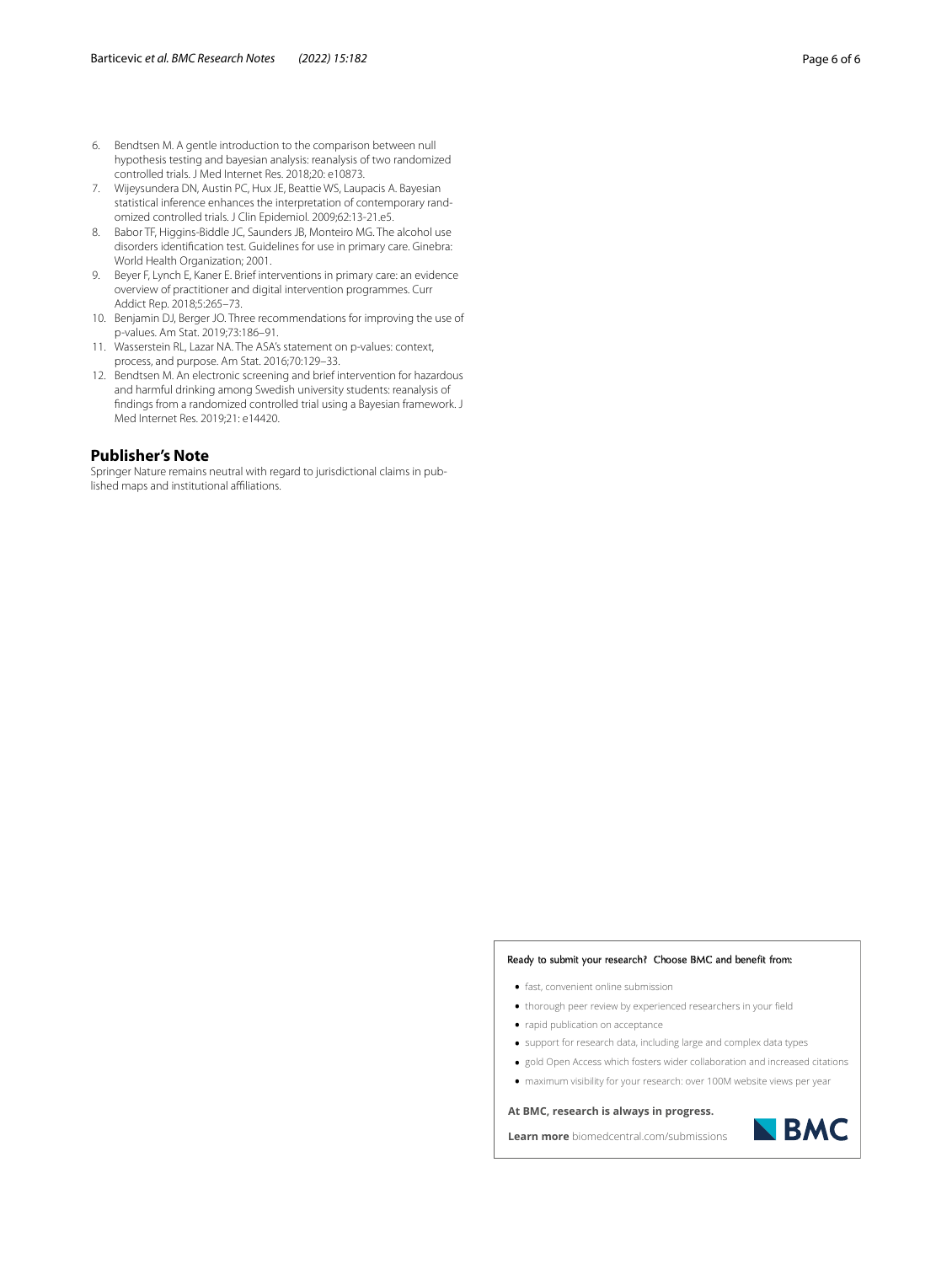6. Bendtsen M. A gentle introduction to the comparison between null hypothesis testing and bayesian analysis: reanalysis of two randomized controlled trials. J Med Internet Res. 2018;20: e10873.
7. Wijeysundera DN, Austin PC, Hux JE, Beattie WS, Laupacis A. Bayesian statistical inference enhances the interpretation of contemporary randomized controlled trials. J Clin Epidemiol. 2009;62:13-21.e5.
8. Babor TF, Higgins-Biddle JC, Saunders JB, Monteiro MG. The alcohol use disorders identification test. Guidelines for use in primary care. Ginebra: World Health Organization; 2001.
9. Beyer F, Lynch E, Kaner E. Brief interventions in primary care: an evidence overview of practitioner and digital intervention programmes. Curr Addict Rep. 2018;5:265–73.
10. Benjamin DJ, Berger JO. Three recommendations for improving the use of p-values. Am Stat. 2019;73:186–91.
11. Wasserstein RL, Lazar NA. The ASA's statement on p-values: context, process, and purpose. Am Stat. 2016;70:129–33.
12. Bendtsen M. An electronic screening and brief intervention for hazardous and harmful drinking among Swedish university students: reanalysis of findings from a randomized controlled trial using a Bayesian framework. J Med Internet Res. 2019;21: e14420.

## Publisher's Note

Springer Nature remains neutral with regard to jurisdictional claims in published maps and institutional affiliations.

Ready to submit your research? Choose BMC and benefit from:

- fast, convenient online submission
- thorough peer review by experienced researchers in your field
- rapid publication on acceptance
- support for research data, including large and complex data types
- gold Open Access which fosters wider collaboration and increased citations
- maximum visibility for your research: over 100M website views per year

**At BMC, research is always in progress.**

**Learn more** biomedcentral.com/submissions

BMC